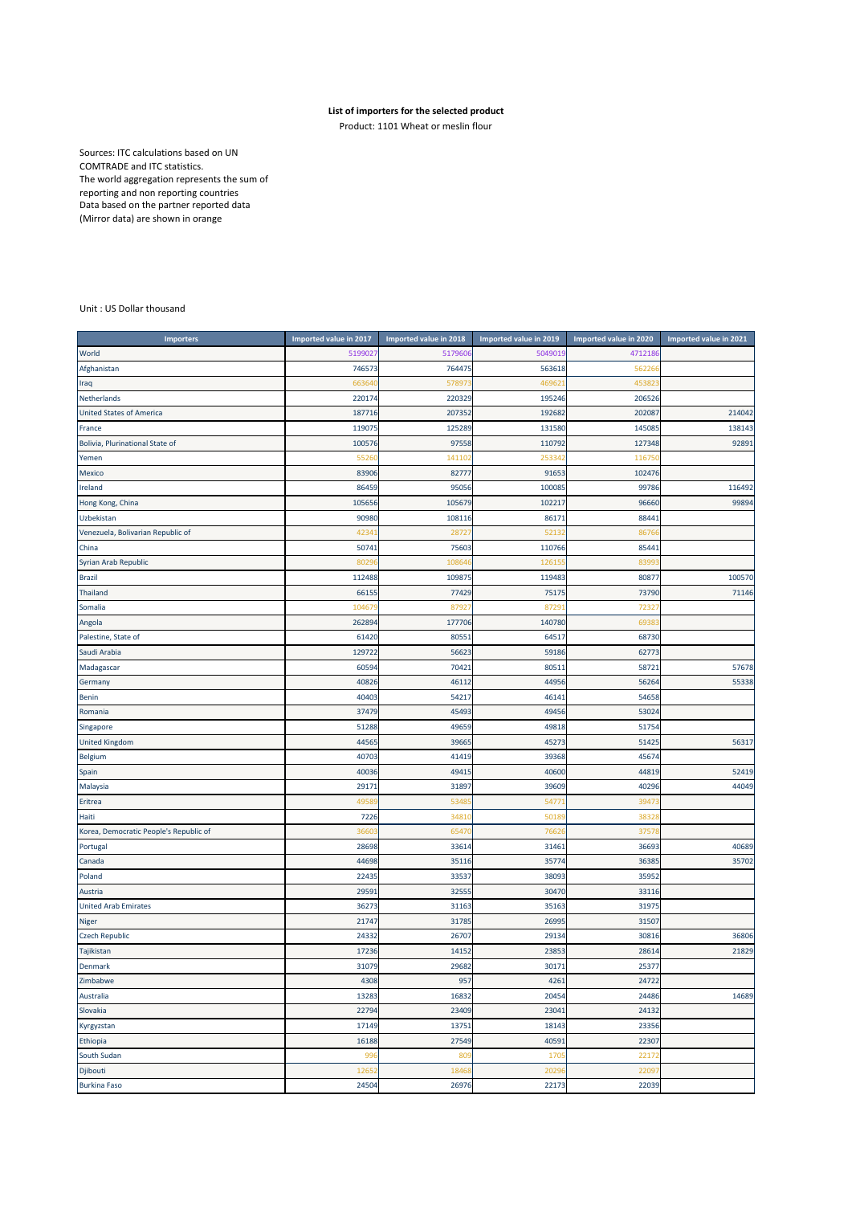**List of importers for the selected product**

Product: 1101 Wheat or meslin flour

Sources: ITC calculations based on UN COMTRADE and ITC statistics.
The world aggregation represents the sum of reporting and non reporting countries
Data based on the partner reported data (Mirror data) are shown in orange

Unit : US Dollar thousand

| Importers | Imported value in 2017 | Imported value in 2018 | Imported value in 2019 | Imported value in 2020 | Imported value in 2021 |
|---|---|---|---|---|---|
| World | 5199027 | 5179606 | 5049019 | 4712186 | |
| Afghanistan | 746573 | 764475 | 563618 | 562266 | |
| Iraq | 663640 | 578973 | 469621 | 453823 | |
| Netherlands | 220174 | 220329 | 195246 | 206526 | |
| United States of America | 187716 | 207352 | 192682 | 202087 | 214042 |
| France | 119075 | 125289 | 131580 | 145085 | 138143 |
| Bolivia, Plurinational State of | 100576 | 97558 | 110792 | 127348 | 92891 |
| Yemen | 55260 | 141102 | 253342 | 116750 | |
| Mexico | 83906 | 82777 | 91653 | 102476 | |
| Ireland | 86459 | 95056 | 100085 | 99786 | 116492 |
| Hong Kong, China | 105656 | 105679 | 102217 | 96660 | 99894 |
| Uzbekistan | 90980 | 108116 | 86171 | 88441 | |
| Venezuela, Bolivarian Republic of | 42341 | 28727 | 52132 | 86766 | |
| China | 50741 | 75603 | 110766 | 85441 | |
| Syrian Arab Republic | 80296 | 108646 | 126155 | 83993 | |
| Brazil | 112488 | 109875 | 119483 | 80877 | 100570 |
| Thailand | 66155 | 77429 | 75175 | 73790 | 71146 |
| Somalia | 104679 | 87927 | 87291 | 72327 | |
| Angola | 262894 | 177706 | 140780 | 69383 | |
| Palestine, State of | 61420 | 80551 | 64517 | 68730 | |
| Saudi Arabia | 129722 | 56623 | 59186 | 62773 | |
| Madagascar | 60594 | 70421 | 80511 | 58721 | 57678 |
| Germany | 40826 | 46112 | 44956 | 56264 | 55338 |
| Benin | 40403 | 54217 | 46141 | 54658 | |
| Romania | 37479 | 45493 | 49456 | 53024 | |
| Singapore | 51288 | 49659 | 49818 | 51754 | |
| United Kingdom | 44565 | 39665 | 45273 | 51425 | 56317 |
| Belgium | 40703 | 41419 | 39368 | 45674 | |
| Spain | 40036 | 49415 | 40600 | 44819 | 52419 |
| Malaysia | 29171 | 31897 | 39609 | 40296 | 44049 |
| Eritrea | 49589 | 53485 | 54771 | 39473 | |
| Haiti | 7226 | 34810 | 50189 | 38328 | |
| Korea, Democratic People's Republic of | 36603 | 65470 | 76626 | 37578 | |
| Portugal | 28698 | 33614 | 31461 | 36693 | 40689 |
| Canada | 44698 | 35116 | 35774 | 36385 | 35702 |
| Poland | 22435 | 33537 | 38093 | 35952 | |
| Austria | 29591 | 32555 | 30470 | 33116 | |
| United Arab Emirates | 36273 | 31163 | 35163 | 31975 | |
| Niger | 21747 | 31785 | 26995 | 31507 | |
| Czech Republic | 24332 | 26707 | 29134 | 30816 | 36806 |
| Tajikistan | 17236 | 14152 | 23853 | 28614 | 21829 |
| Denmark | 31079 | 29682 | 30171 | 25377 | |
| Zimbabwe | 4308 | 957 | 4261 | 24722 | |
| Australia | 13283 | 16832 | 20454 | 24486 | 14689 |
| Slovakia | 22794 | 23409 | 23041 | 24132 | |
| Kyrgyzstan | 17149 | 13751 | 18143 | 23356 | |
| Ethiopia | 16188 | 27549 | 40591 | 22307 | |
| South Sudan | 996 | 809 | 1705 | 22172 | |
| Djibouti | 12652 | 18468 | 20296 | 22097 | |
| Burkina Faso | 24504 | 26976 | 22173 | 22039 | |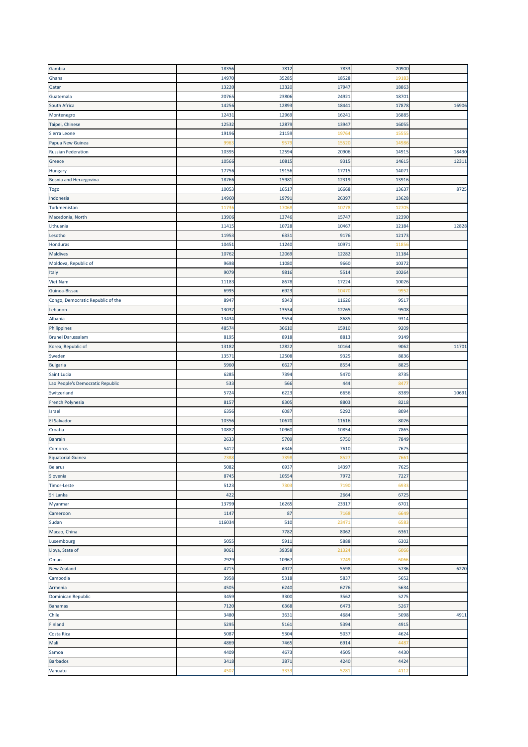| | | | | | |
|---|---|---|---|---|---|
| Gambia | 18356 | 7812 | 7833 | 20900 | |
| Ghana | 14970 | 35285 | 18528 | 19183 | |
| Qatar | 13220 | 13320 | 17947 | 18863 | |
| Guatemala | 20765 | 23806 | 24921 | 18701 | |
| South Africa | 14256 | 12893 | 18441 | 17878 | 16906 |
| Montenegro | 12431 | 12969 | 16241 | 16885 | |
| Taipei, Chinese | 12532 | 12879 | 13947 | 16055 | |
| Sierra Leone | 19196 | 21159 | 19764 | 15555 | |
| Papua New Guinea | 9963 | 9579 | 15520 | 14986 | |
| Russian Federation | 10395 | 12594 | 20906 | 14915 | 18430 |
| Greece | 10566 | 10815 | 9315 | 14615 | 12311 |
| Hungary | 17756 | 19156 | 17715 | 14071 | |
| Bosnia and Herzegovina | 18766 | 15981 | 12319 | 13916 | |
| Togo | 10053 | 16517 | 16668 | 13637 | 8725 |
| Indonesia | 14960 | 19791 | 26397 | 13628 | |
| Turkmenistan | 11736 | 17068 | 10778 | 12705 | |
| Macedonia, North | 13906 | 13746 | 15747 | 12390 | |
| Lithuania | 11415 | 10728 | 10467 | 12184 | 12828 |
| Lesotho | 11953 | 6331 | 9176 | 12173 | |
| Honduras | 10451 | 11240 | 10971 | 11856 | |
| Maldives | 10762 | 12069 | 12282 | 11184 | |
| Moldova, Republic of | 9698 | 11080 | 9660 | 10372 | |
| Italy | 9079 | 9816 | 5514 | 10264 | |
| Viet Nam | 11183 | 8678 | 17224 | 10026 | |
| Guinea-Bissau | 6995 | 6923 | 10470 | 9952 | |
| Congo, Democratic Republic of the | 8947 | 9343 | 11626 | 9517 | |
| Lebanon | 13037 | 13534 | 12265 | 9508 | |
| Albania | 13434 | 9554 | 8685 | 9314 | |
| Philippines | 48574 | 36610 | 15910 | 9209 | |
| Brunei Darussalam | 8195 | 8918 | 8813 | 9149 | |
| Korea, Republic of | 13182 | 12822 | 10164 | 9062 | 11701 |
| Sweden | 13571 | 12508 | 9325 | 8836 | |
| Bulgaria | 5960 | 6627 | 8554 | 8825 | |
| Saint Lucia | 6285 | 7394 | 5470 | 8735 | |
| Lao People's Democratic Republic | 533 | 566 | 444 | 8477 | |
| Switzerland | 5724 | 6223 | 6656 | 8389 | 10691 |
| French Polynesia | 8157 | 8305 | 8803 | 8218 | |
| Israel | 6356 | 6087 | 5292 | 8094 | |
| El Salvador | 10356 | 10670 | 11616 | 8026 | |
| Croatia | 10887 | 10960 | 10854 | 7865 | |
| Bahrain | 2633 | 5709 | 5750 | 7849 | |
| Comoros | 5412 | 6346 | 7610 | 7675 | |
| Equatorial Guinea | 7388 | 7398 | 8527 | 7661 | |
| Belarus | 5082 | 6937 | 14397 | 7625 | |
| Slovenia | 8745 | 10554 | 7972 | 7227 | |
| Timor-Leste | 5123 | 7303 | 7190 | 6933 | |
| Sri Lanka | 422 | | 2664 | 6725 | |
| Myanmar | 13799 | 16265 | 23317 | 6701 | |
| Cameroon | 1147 | 87 | 7168 | 6649 | |
| Sudan | 116034 | 510 | 23471 | 6583 | |
| Macao, China | | 7782 | 8062 | 6361 | |
| Luxembourg | 5055 | 5911 | 5888 | 6302 | |
| Libya, State of | 9061 | 39358 | 21324 | 6066 | |
| Oman | 7929 | 10967 | 7749 | 6066 | |
| New Zealand | 4715 | 4977 | 5598 | 5736 | 6220 |
| Cambodia | 3958 | 5318 | 5837 | 5652 | |
| Armenia | 4505 | 6240 | 6276 | 5634 | |
| Dominican Republic | 3459 | 3300 | 3562 | 5275 | |
| Bahamas | 7120 | 6368 | 6473 | 5267 | |
| Chile | 3480 | 3631 | 4684 | 5098 | 4911 |
| Finland | 5295 | 5161 | 5394 | 4915 | |
| Costa Rica | 5087 | 5304 | 5037 | 4624 | |
| Mali | 4869 | 7465 | 6914 | 4487 | |
| Samoa | 4409 | 4673 | 4505 | 4430 | |
| Barbados | 3418 | 3871 | 4240 | 4424 | |
| Vanuatu | 4507 | 3333 | 5281 | 4112 | |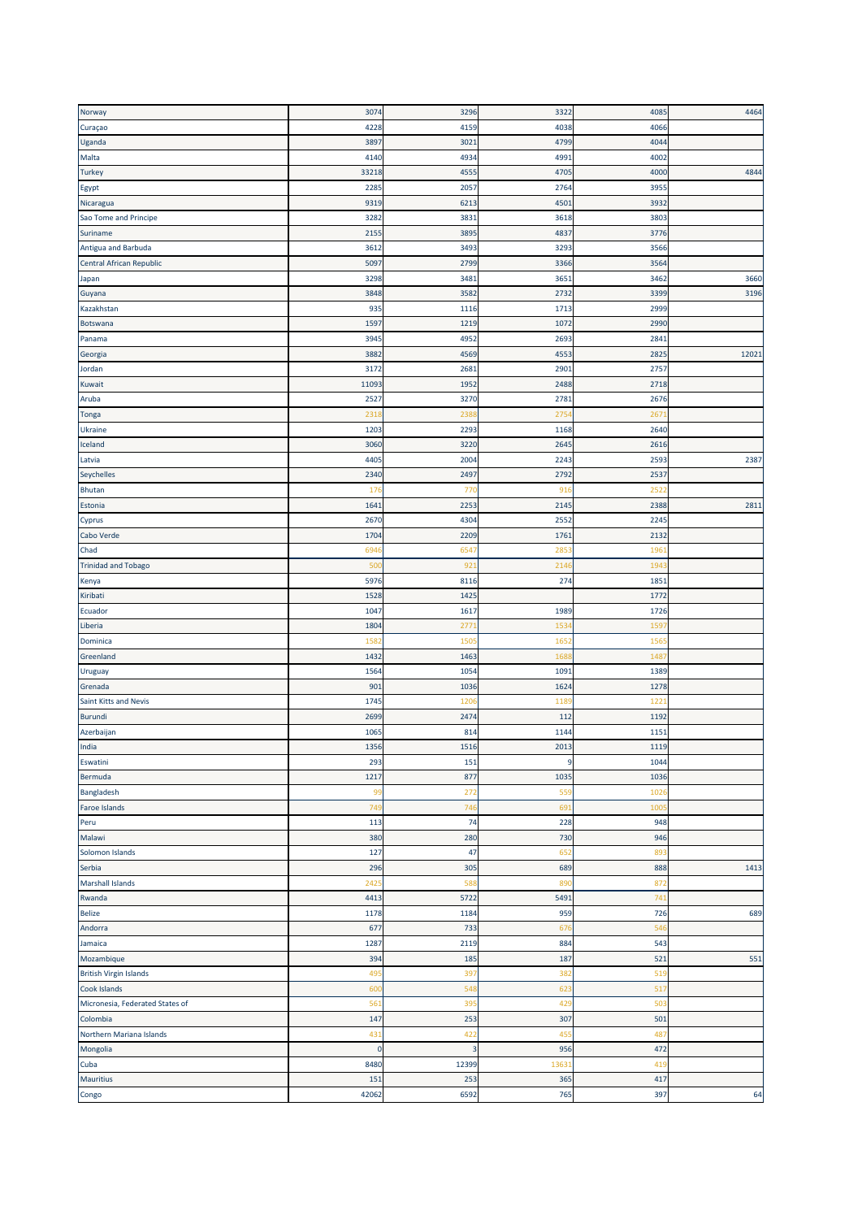| | | | | | |
|---|---|---|---|---|---|
| Norway | 3074 | 3296 | 3322 | 4085 | 4464 |
| Curaçao | 4228 | 4159 | 4038 | 4066 | |
| Uganda | 3897 | 3021 | 4799 | 4044 | |
| Malta | 4140 | 4934 | 4991 | 4002 | |
| Turkey | 33218 | 4555 | 4705 | 4000 | 4844 |
| Egypt | 2285 | 2057 | 2764 | 3955 | |
| Nicaragua | 9319 | 6213 | 4501 | 3932 | |
| Sao Tome and Principe | 3282 | 3831 | 3618 | 3803 | |
| Suriname | 2155 | 3895 | 4837 | 3776 | |
| Antigua and Barbuda | 3612 | 3493 | 3293 | 3566 | |
| Central African Republic | 5097 | 2799 | 3366 | 3564 | |
| Japan | 3298 | 3481 | 3651 | 3462 | 3660 |
| Guyana | 3848 | 3582 | 2732 | 3399 | 3196 |
| Kazakhstan | 935 | 1116 | 1713 | 2999 | |
| Botswana | 1597 | 1219 | 1072 | 2990 | |
| Panama | 3945 | 4952 | 2693 | 2841 | |
| Georgia | 3882 | 4569 | 4553 | 2825 | 12021 |
| Jordan | 3172 | 2681 | 2901 | 2757 | |
| Kuwait | 11093 | 1952 | 2488 | 2718 | |
| Aruba | 2527 | 3270 | 2781 | 2676 | |
| Tonga | 2318 | 2388 | 2754 | 2671 | |
| Ukraine | 1203 | 2293 | 1168 | 2640 | |
| Iceland | 3060 | 3220 | 2645 | 2616 | |
| Latvia | 4405 | 2004 | 2243 | 2593 | 2387 |
| Seychelles | 2340 | 2497 | 2792 | 2537 | |
| Bhutan | 176 | 770 | 916 | 2522 | |
| Estonia | 1641 | 2253 | 2145 | 2388 | 2811 |
| Cyprus | 2670 | 4304 | 2552 | 2245 | |
| Cabo Verde | 1704 | 2209 | 1761 | 2132 | |
| Chad | 6946 | 6547 | 2853 | 1961 | |
| Trinidad and Tobago | 500 | 921 | 2146 | 1943 | |
| Kenya | 5976 | 8116 | 274 | 1851 | |
| Kiribati | 1528 | 1425 | | 1772 | |
| Ecuador | 1047 | 1617 | 1989 | 1726 | |
| Liberia | 1804 | 2771 | 1534 | 1597 | |
| Dominica | 1582 | 1505 | 1652 | 1565 | |
| Greenland | 1432 | 1463 | 1688 | 1487 | |
| Uruguay | 1564 | 1054 | 1091 | 1389 | |
| Grenada | 901 | 1036 | 1624 | 1278 | |
| Saint Kitts and Nevis | 1745 | 1206 | 1189 | 1221 | |
| Burundi | 2699 | 2474 | 112 | 1192 | |
| Azerbaijan | 1065 | 814 | 1144 | 1151 | |
| India | 1356 | 1516 | 2013 | 1119 | |
| Eswatini | 293 | 151 | 9 | 1044 | |
| Bermuda | 1217 | 877 | 1035 | 1036 | |
| Bangladesh | 99 | 272 | 559 | 1026 | |
| Faroe Islands | 749 | 746 | 691 | 1005 | |
| Peru | 113 | 74 | 228 | 948 | |
| Malawi | 380 | 280 | 730 | 946 | |
| Solomon Islands | 127 | 47 | 652 | 893 | |
| Serbia | 296 | 305 | 689 | 888 | 1413 |
| Marshall Islands | 2425 | 588 | 890 | 872 | |
| Rwanda | 4413 | 5722 | 5491 | 741 | |
| Belize | 1178 | 1184 | 959 | 726 | 689 |
| Andorra | 677 | 733 | 676 | 546 | |
| Jamaica | 1287 | 2119 | 884 | 543 | |
| Mozambique | 394 | 185 | 187 | 521 | 551 |
| British Virgin Islands | 495 | 397 | 382 | 519 | |
| Cook Islands | 600 | 548 | 623 | 517 | |
| Micronesia, Federated States of | 561 | 395 | 429 | 503 | |
| Colombia | 147 | 253 | 307 | 501 | |
| Northern Mariana Islands | 431 | 422 | 455 | 487 | |
| Mongolia | 0 | 3 | 956 | 472 | |
| Cuba | 8480 | 12399 | 13631 | 419 | |
| Mauritius | 151 | 253 | 365 | 417 | |
| Congo | 42062 | 6592 | 765 | 397 | 64 |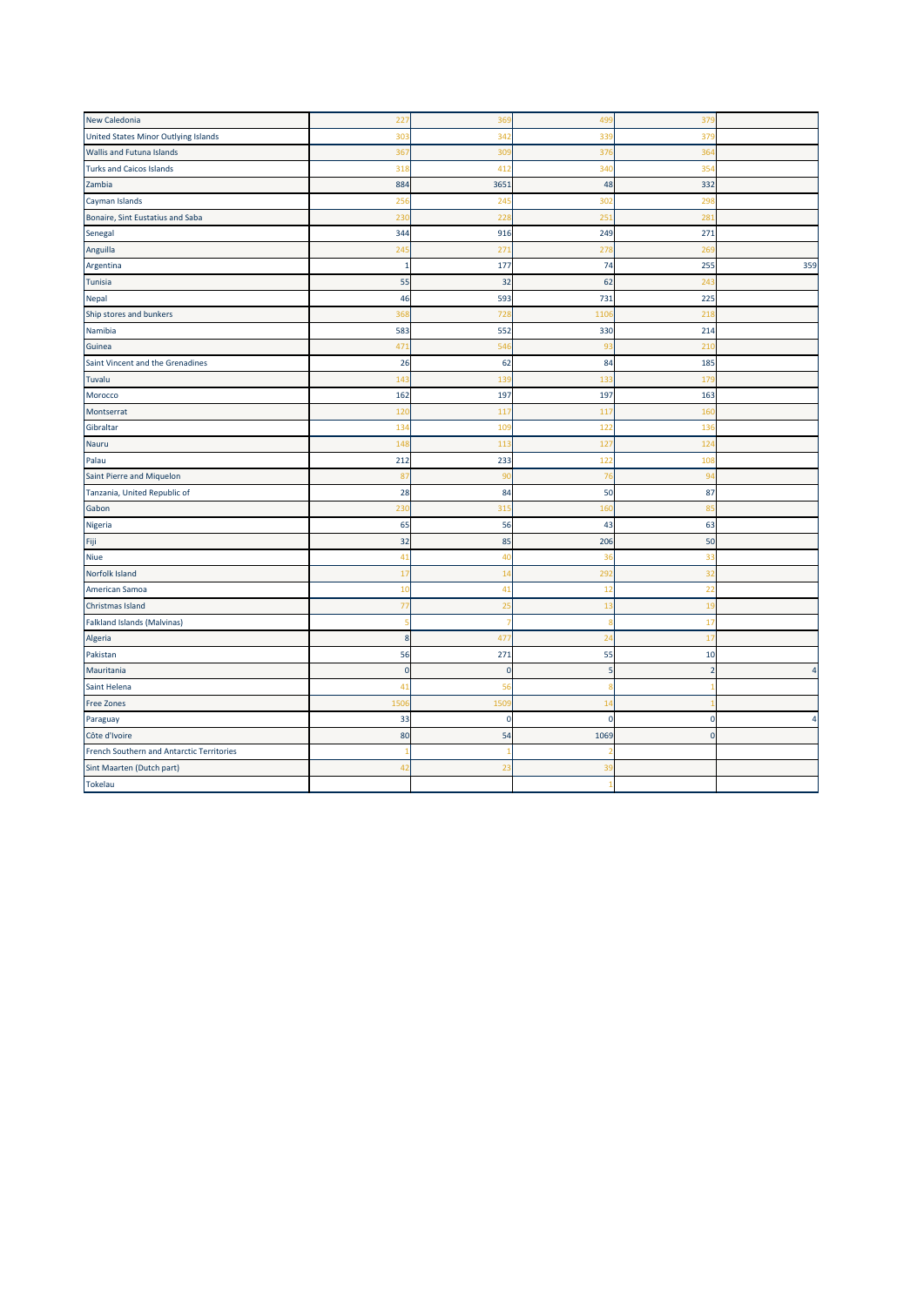| | | | | | |
|---|---|---|---|---|---|
| New Caledonia | 227 | 369 | 499 | 379 | |
| United States Minor Outlying Islands | 303 | 342 | 339 | 379 | |
| Wallis and Futuna Islands | 367 | 309 | 376 | 364 | |
| Turks and Caicos Islands | 318 | 412 | 340 | 354 | |
| Zambia | 884 | 3651 | 48 | 332 | |
| Cayman Islands | 256 | 245 | 302 | 298 | |
| Bonaire, Sint Eustatius and Saba | 230 | 228 | 251 | 281 | |
| Senegal | 344 | 916 | 249 | 271 | |
| Anguilla | 245 | 271 | 278 | 269 | |
| Argentina | 1 | 177 | 74 | 255 | 359 |
| Tunisia | 55 | 32 | 62 | 243 | |
| Nepal | 46 | 593 | 731 | 225 | |
| Ship stores and bunkers | 368 | 728 | 1106 | 218 | |
| Namibia | 583 | 552 | 330 | 214 | |
| Guinea | 471 | 546 | 93 | 210 | |
| Saint Vincent and the Grenadines | 26 | 62 | 84 | 185 | |
| Tuvalu | 143 | 139 | 133 | 179 | |
| Morocco | 162 | 197 | 197 | 163 | |
| Montserrat | 120 | 117 | 117 | 160 | |
| Gibraltar | 134 | 109 | 122 | 136 | |
| Nauru | 148 | 113 | 127 | 124 | |
| Palau | 212 | 233 | 122 | 108 | |
| Saint Pierre and Miquelon | 87 | 90 | 76 | 94 | |
| Tanzania, United Republic of | 28 | 84 | 50 | 87 | |
| Gabon | 230 | 315 | 160 | 85 | |
| Nigeria | 65 | 56 | 43 | 63 | |
| Fiji | 32 | 85 | 206 | 50 | |
| Niue | 41 | 40 | 36 | 33 | |
| Norfolk Island | 17 | 14 | 292 | 32 | |
| American Samoa | 10 | 41 | 12 | 22 | |
| Christmas Island | 77 | 25 | 13 | 19 | |
| Falkland Islands (Malvinas) | 5 | 7 | 8 | 17 | |
| Algeria | 8 | 477 | 24 | 17 | |
| Pakistan | 56 | 271 | 55 | 10 | |
| Mauritania | 0 | 0 | 5 | 2 | 4 |
| Saint Helena | 41 | 56 | 8 | 1 | |
| Free Zones | 1506 | 1509 | 14 | 1 | |
| Paraguay | 33 | 0 | 0 | 0 | 4 |
| Côte d'Ivoire | 80 | 54 | 1069 | 0 | |
| French Southern and Antarctic Territories | 1 | 1 | 2 | | |
| Sint Maarten (Dutch part) | 42 | 23 | 39 | | |
| Tokelau | | | 1 | | |